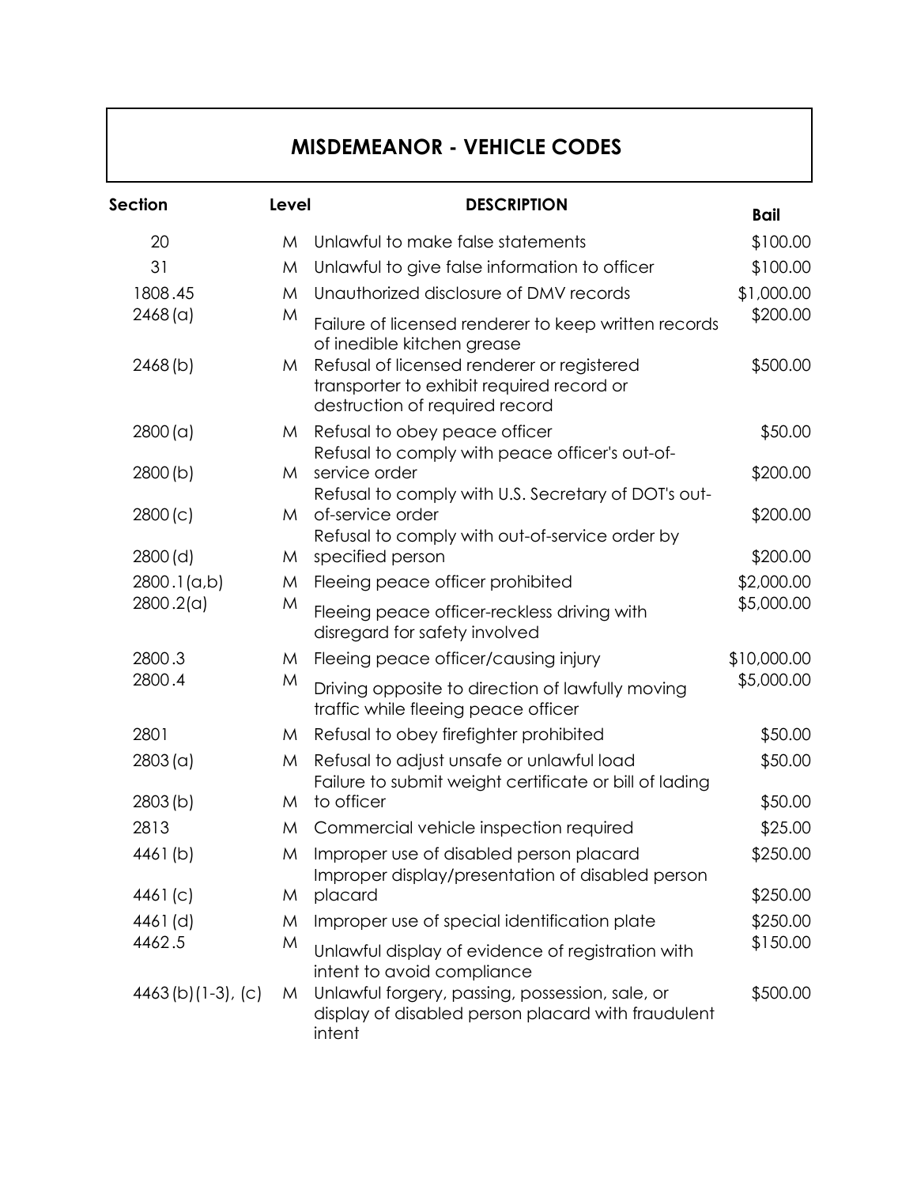# MISDEMEANOR - VEHICLE CODES

| Section | Level | DESCRIPTION | Bail |
|---|---|---|---|
| 20 | M | Unlawful to make false statements | $100.00 |
| 31 | M | Unlawful to give false information to officer | $100.00 |
| 1808.45 | M | Unauthorized disclosure of DMV records | $1,000.00 |
| 2468(a) | M | Failure of licensed renderer to keep written records of inedible kitchen grease | $200.00 |
| 2468(b) | M | Refusal of licensed renderer or registered transporter to exhibit required record or destruction of required record | $500.00 |
| 2800(a) | M | Refusal to obey peace officer | $50.00 |
| 2800(b) | M | Refusal to comply with peace officer's out-of-service order | $200.00 |
| 2800(c) | M | Refusal to comply with U.S. Secretary of DOT's out-of-service order | $200.00 |
| 2800(d) | M | Refusal to comply with out-of-service order by specified person | $200.00 |
| 2800.1(a,b) | M | Fleeing peace officer prohibited | $2,000.00 |
| 2800.2(a) | M | Fleeing peace officer-reckless driving with disregard for safety involved | $5,000.00 |
| 2800.3 | M | Fleeing peace officer/causing injury | $10,000.00 |
| 2800.4 | M | Driving opposite to direction of lawfully moving traffic while fleeing peace officer | $5,000.00 |
| 2801 | M | Refusal to obey firefighter prohibited | $50.00 |
| 2803(a) | M | Refusal to adjust unsafe or unlawful load | $50.00 |
| 2803(b) | M | Failure to submit weight certificate or bill of lading to officer | $50.00 |
| 2813 | M | Commercial vehicle inspection required | $25.00 |
| 4461(b) | M | Improper use of disabled person placard | $250.00 |
| 4461(c) | M | Improper display/presentation of disabled person placard | $250.00 |
| 4461(d) | M | Improper use of special identification plate | $250.00 |
| 4462.5 | M | Unlawful display of evidence of registration with intent to avoid compliance | $150.00 |
| 4463(b)(1-3), (c) | M | Unlawful forgery, passing, possession, sale, or display of disabled person placard with fraudulent intent | $500.00 |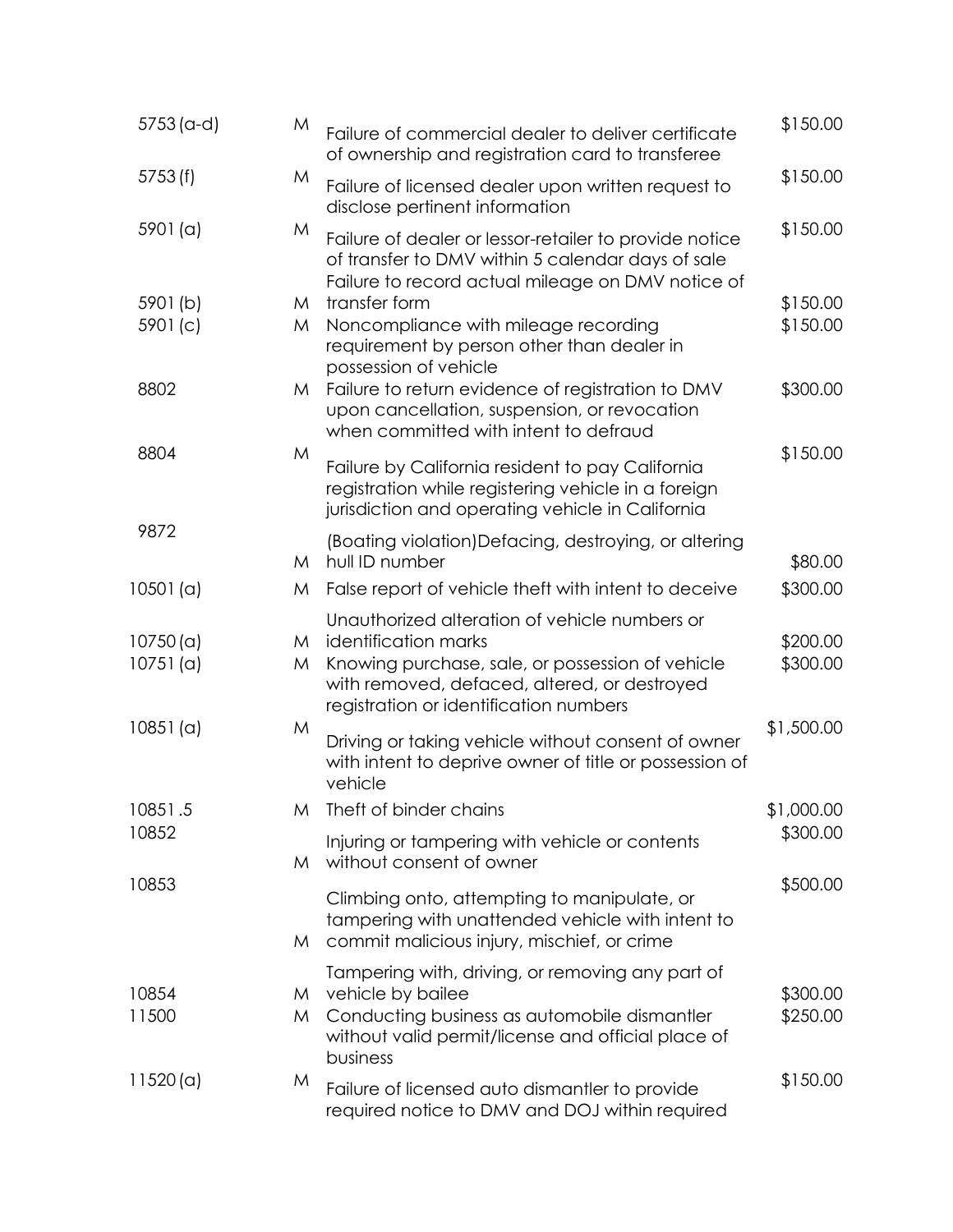| | | | |
|---|---|---|---|
| 5753 (a-d) | M | Failure of commercial dealer to deliver certificate of ownership and registration card to transferee | $150.00 |
| 5753 (f) | M | Failure of licensed dealer upon written request to disclose pertinent information | $150.00 |
| 5901 (a) | M | Failure of dealer or lessor-retailer to provide notice of transfer to DMV within 5 calendar days of sale | $150.00 |
| 5901 (b) | M | Failure to record actual mileage on DMV notice of transfer form | $150.00 |
| 5901 (c) | M | Noncompliance with mileage recording requirement by person other than dealer in possession of vehicle | $150.00 |
| 8802 | M | Failure to return evidence of registration to DMV upon cancellation, suspension, or revocation when committed with intent to defraud | $300.00 |
| 8804 | M | Failure by California resident to pay California registration while registering vehicle in a foreign jurisdiction and operating vehicle in California | $150.00 |
| 9872 | M | (Boating violation)Defacing, destroying, or altering hull ID number | $80.00 |
| 10501 (a) | M | False report of vehicle theft with intent to deceive | $300.00 |
| 10750 (a) | M | Unauthorized alteration of vehicle numbers or identification marks | $200.00 |
| 10751 (a) | M | Knowing purchase, sale, or possession of vehicle with removed, defaced, altered, or destroyed registration or identification numbers | $300.00 |
| 10851 (a) | M | Driving or taking vehicle without consent of owner with intent to deprive owner of title or possession of vehicle | $1,500.00 |
| 10851.5 | M | Theft of binder chains | $1,000.00 |
| 10852 | M | Injuring or tampering with vehicle or contents without consent of owner | $300.00 |
| 10853 | M | Climbing onto, attempting to manipulate, or tampering with unattended vehicle with intent to commit malicious injury, mischief, or crime | $500.00 |
| 10854 | M | Tampering with, driving, or removing any part of vehicle by bailee | $300.00 |
| 11500 | M | Conducting business as automobile dismantler without valid permit/license and official place of business | $250.00 |
| 11520 (a) | M | Failure of licensed auto dismantler to provide required notice to DMV and DOJ within required | $150.00 |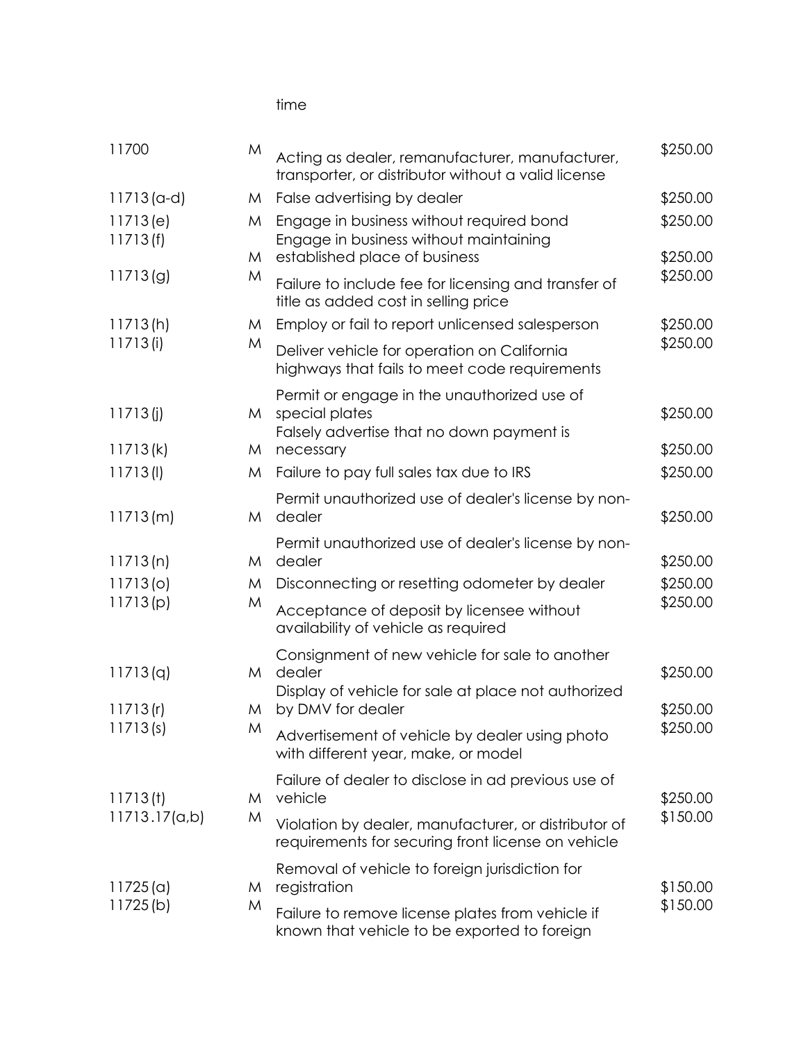time

| | | | |
|---|---|---|---|
| 11700 | M | Acting as dealer, remanufacturer, manufacturer, transporter, or distributor without a valid license | $250.00 |
| 11713(a-d) | M | False advertising by dealer | $250.00 |
| 11713(e) | M | Engage in business without required bond | $250.00 |
| 11713(f) | M | Engage in business without maintaining established place of business | $250.00 |
| 11713(g) | M | Failure to include fee for licensing and transfer of title as added cost in selling price | $250.00 |
| 11713(h) | M | Employ or fail to report unlicensed salesperson | $250.00 |
| 11713(i) | M | Deliver vehicle for operation on California highways that fails to meet code requirements | $250.00 |
| 11713(j) | M | Permit or engage in the unauthorized use of special plates | $250.00 |
| 11713(k) | M | Falsely advertise that no down payment is necessary | $250.00 |
| 11713(l) | M | Failure to pay full sales tax due to IRS | $250.00 |
| 11713(m) | M | Permit unauthorized use of dealer's license by non-dealer | $250.00 |
| 11713(n) | M | Permit unauthorized use of dealer's license by non-dealer | $250.00 |
| 11713(o) | M | Disconnecting or resetting odometer by dealer | $250.00 |
| 11713(p) | M | Acceptance of deposit by licensee without availability of vehicle as required | $250.00 |
| 11713(q) | M | Consignment of new vehicle for sale to another dealer | $250.00 |
| 11713(r) | M | Display of vehicle for sale at place not authorized by DMV for dealer | $250.00 |
| 11713(s) | M | Advertisement of vehicle by dealer using photo with different year, make, or model | $250.00 |
| 11713(t) | M | Failure of dealer to disclose in ad previous use of vehicle | $250.00 |
| 11713.17(a,b) | M | Violation by dealer, manufacturer, or distributor of requirements for securing front license on vehicle | $150.00 |
| 11725(a) | M | Removal of vehicle to foreign jurisdiction for registration | $150.00 |
| 11725(b) | M | Failure to remove license plates from vehicle if known that vehicle to be exported to foreign | $150.00 |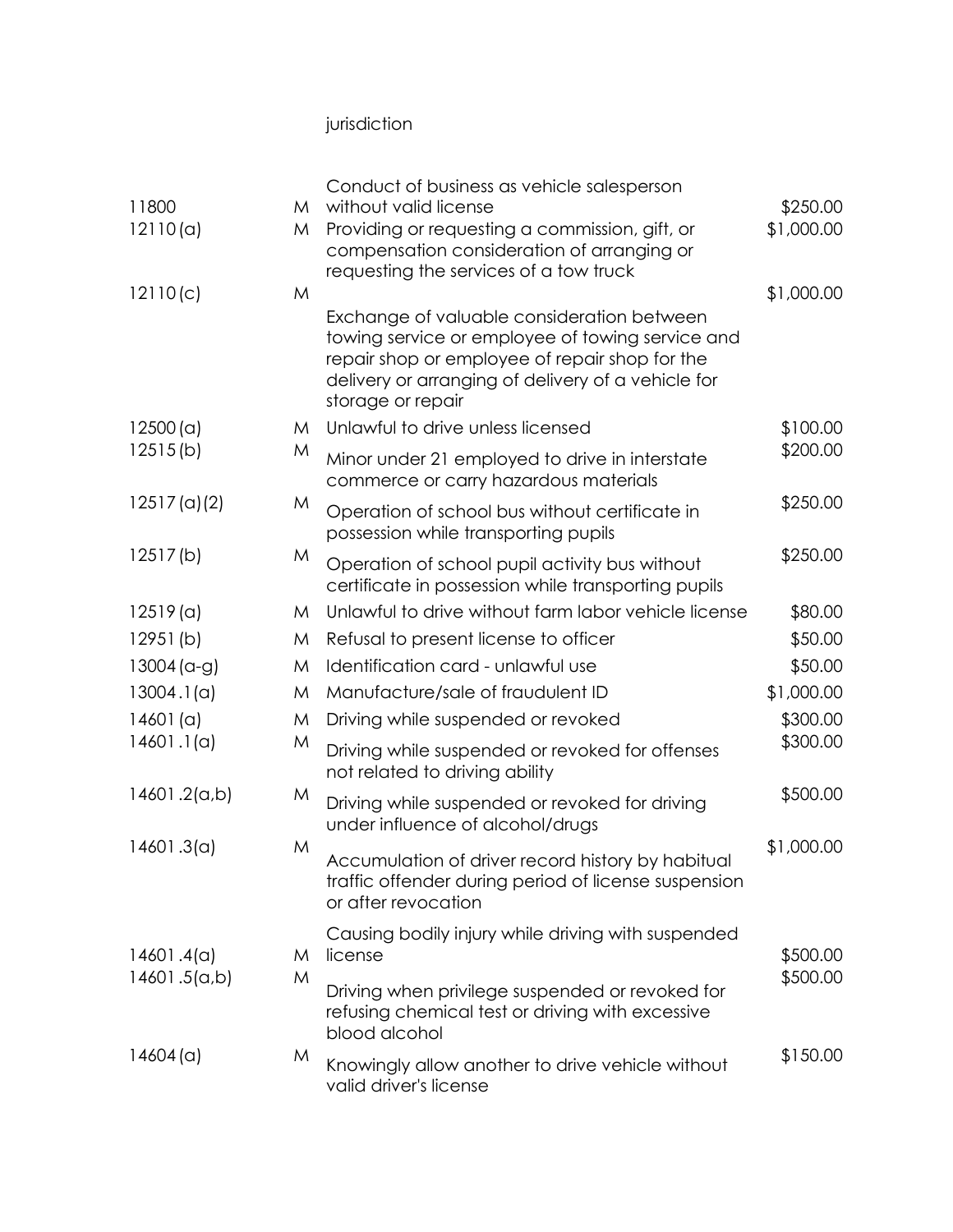jurisdiction

| | | | |
|---|---|---|---|
| 11800 | M | Conduct of business as vehicle salesperson without valid license | $250.00 |
| 12110(a) | M | Providing or requesting a commission, gift, or compensation consideration of arranging or requesting the services of a tow truck | $1,000.00 |
| 12110(c) | M | Exchange of valuable consideration between towing service or employee of towing service and repair shop or employee of repair shop for the delivery or arranging of delivery of a vehicle for storage or repair | $1,000.00 |
| 12500(a) | M | Unlawful to drive unless licensed | $100.00 |
| 12515(b) | M | Minor under 21 employed to drive in interstate commerce or carry hazardous materials | $200.00 |
| 12517(a)(2) | M | Operation of school bus without certificate in possession while transporting pupils | $250.00 |
| 12517(b) | M | Operation of school pupil activity bus without certificate in possession while transporting pupils | $250.00 |
| 12519(a) | M | Unlawful to drive without farm labor vehicle license | $80.00 |
| 12951(b) | M | Refusal to present license to officer | $50.00 |
| 13004(a-g) | M | Identification card - unlawful use | $50.00 |
| 13004.1(a) | M | Manufacture/sale of fraudulent ID | $1,000.00 |
| 14601(a) | M | Driving while suspended or revoked | $300.00 |
| 14601.1(a) | M | Driving while suspended or revoked for offenses not related to driving ability | $300.00 |
| 14601.2(a,b) | M | Driving while suspended or revoked for driving under influence of alcohol/drugs | $500.00 |
| 14601.3(a) | M | Accumulation of driver record history by habitual traffic offender during period of license suspension or after revocation | $1,000.00 |
| 14601.4(a) | M | Causing bodily injury while driving with suspended license | $500.00 |
| 14601.5(a,b) | M | Driving when privilege suspended or revoked for refusing chemical test or driving with excessive blood alcohol | $500.00 |
| 14604(a) | M | Knowingly allow another to drive vehicle without valid driver's license | $150.00 |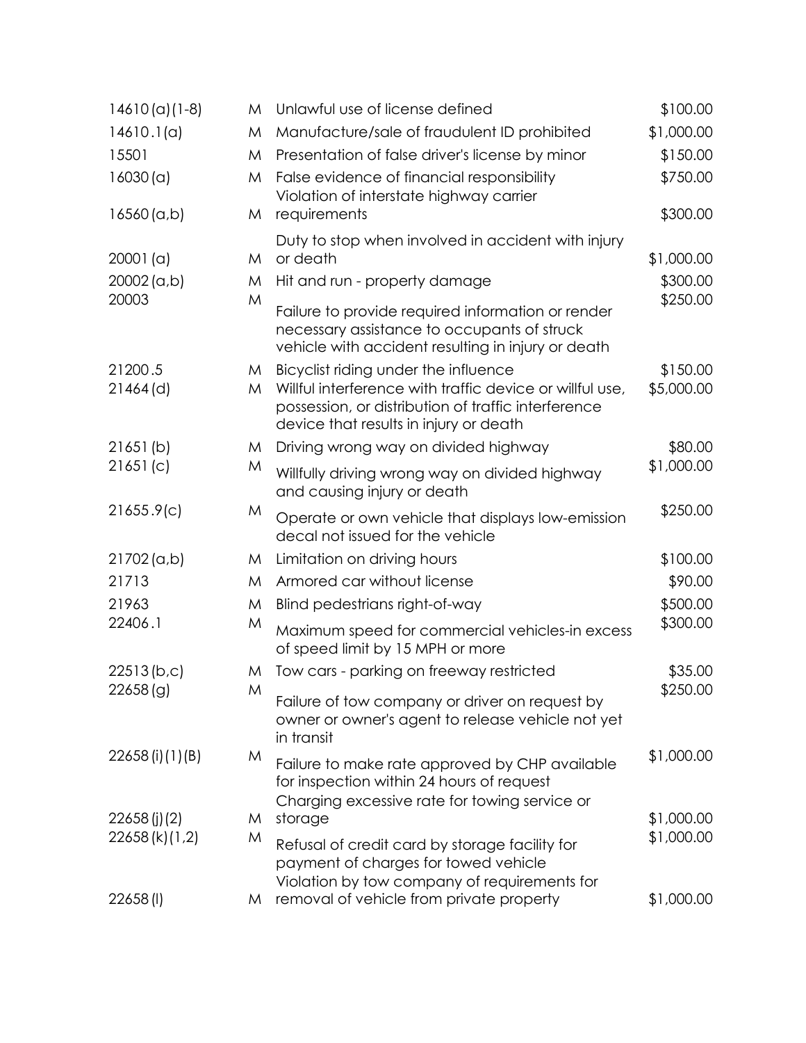| | | | |
|---|---|---|---|
| 14610(a)(1-8) | M | Unlawful use of license defined | $100.00 |
| 14610.1(a) | M | Manufacture/sale of fraudulent ID prohibited | $1,000.00 |
| 15501 | M | Presentation of false driver's license by minor | $150.00 |
| 16030(a) | M | False evidence of financial responsibility | $750.00 |
| 16560(a,b) | M | Violation of interstate highway carrier requirements | $300.00 |
| 20001(a) | M | Duty to stop when involved in accident with injury or death | $1,000.00 |
| 20002(a,b) | M | Hit and run - property damage | $300.00 |
| 20003 | M | Failure to provide required information or render necessary assistance to occupants of struck vehicle with accident resulting in injury or death | $250.00 |
| 21200.5 | M | Bicyclist riding under the influence | $150.00 |
| 21464(d) | M | Willful interference with traffic device or willful use, possession, or distribution of traffic interference device that results in injury or death | $5,000.00 |
| 21651(b) | M | Driving wrong way on divided highway | $80.00 |
| 21651(c) | M | Willfully driving wrong way on divided highway and causing injury or death | $1,000.00 |
| 21655.9(c) | M | Operate or own vehicle that displays low-emission decal not issued for the vehicle | $250.00 |
| 21702(a,b) | M | Limitation on driving hours | $100.00 |
| 21713 | M | Armored car without license | $90.00 |
| 21963 | M | Blind pedestrians right-of-way | $500.00 |
| 22406.1 | M | Maximum speed for commercial vehicles-in excess of speed limit by 15 MPH or more | $300.00 |
| 22513(b,c) | M | Tow cars - parking on freeway restricted | $35.00 |
| 22658(g) | M | Failure of tow company or driver on request by owner or owner's agent to release vehicle not yet in transit | $250.00 |
| 22658(i)(1)(B) | M | Failure to make rate approved by CHP available for inspection within 24 hours of request | $1,000.00 |
| 22658(j)(2) | M | Charging excessive rate for towing service or storage | $1,000.00 |
| 22658(k)(1,2) | M | Refusal of credit card by storage facility for payment of charges for towed vehicle | $1,000.00 |
| 22658(l) | M | Violation by tow company of requirements for removal of vehicle from private property | $1,000.00 |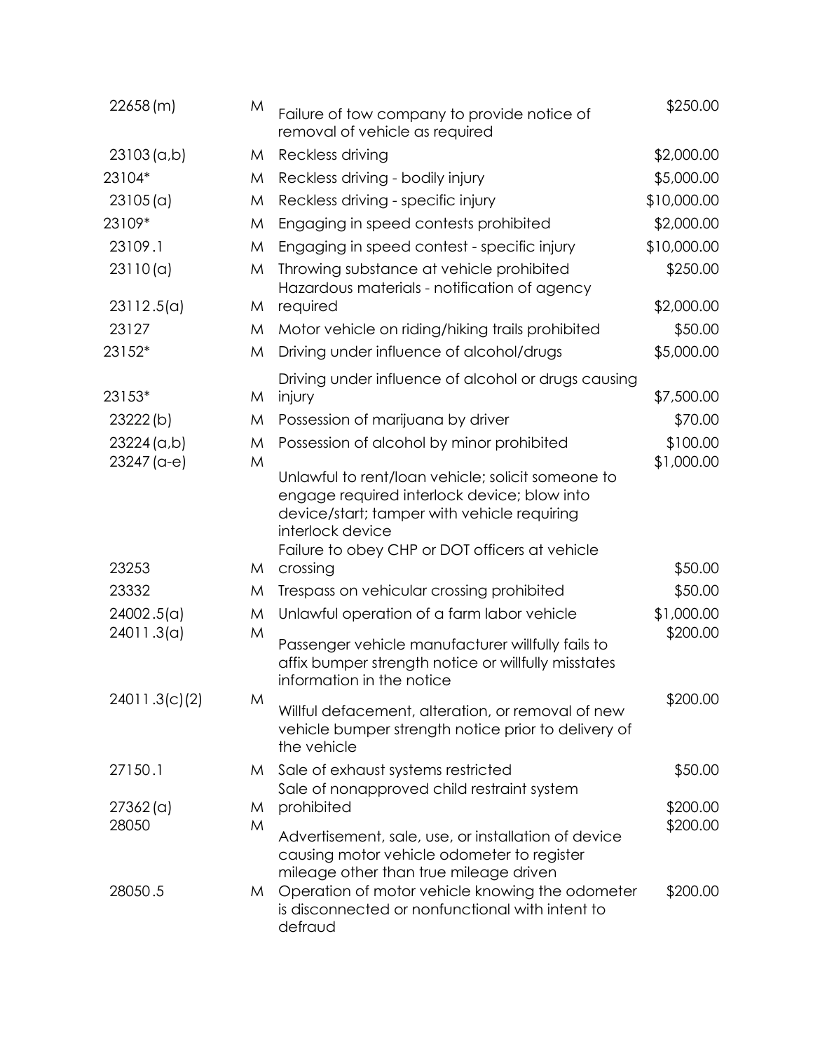| | | | |
|---|---|---|---|
| 22658 (m) | M | Failure of tow company to provide notice of removal of vehicle as required | $250.00 |
| 23103 (a,b) | M | Reckless driving | $2,000.00 |
| 23104* | M | Reckless driving - bodily injury | $5,000.00 |
| 23105 (a) | M | Reckless driving - specific injury | $10,000.00 |
| 23109* | M | Engaging in speed contests prohibited | $2,000.00 |
| 23109.1 | M | Engaging in speed contest - specific injury | $10,000.00 |
| 23110 (a) | M | Throwing substance at vehicle prohibited | $250.00 |
| 23112.5(a) | M | Hazardous materials - notification of agency required | $2,000.00 |
| 23127 | M | Motor vehicle on riding/hiking trails prohibited | $50.00 |
| 23152* | M | Driving under influence of alcohol/drugs | $5,000.00 |
| 23153* | M | Driving under influence of alcohol or drugs causing injury | $7,500.00 |
| 23222 (b) | M | Possession of marijuana by driver | $70.00 |
| 23224 (a,b) | M | Possession of alcohol by minor prohibited | $100.00 |
| 23247 (a-e) | M | Unlawful to rent/loan vehicle; solicit someone to engage required interlock device; blow into device/start; tamper with vehicle requiring interlock device | $1,000.00 |
| 23253 | M | Failure to obey CHP or DOT officers at vehicle crossing | $50.00 |
| 23332 | M | Trespass on vehicular crossing prohibited | $50.00 |
| 24002.5(a) | M | Unlawful operation of a farm labor vehicle | $1,000.00 |
| 24011.3(a) | M | Passenger vehicle manufacturer willfully fails to affix bumper strength notice or willfully misstates information in the notice | $200.00 |
| 24011.3(c)(2) | M | Willful defacement, alteration, or removal of new vehicle bumper strength notice prior to delivery of the vehicle | $200.00 |
| 27150.1 | M | Sale of exhaust systems restricted | $50.00 |
| 27362 (a) | M | Sale of nonapproved child restraint system prohibited | $200.00 |
| 28050 | M | Advertisement, sale, use, or installation of device causing motor vehicle odometer to register mileage other than true mileage driven | $200.00 |
| 28050.5 | M | Operation of motor vehicle knowing the odometer is disconnected or nonfunctional with intent to defraud | $200.00 |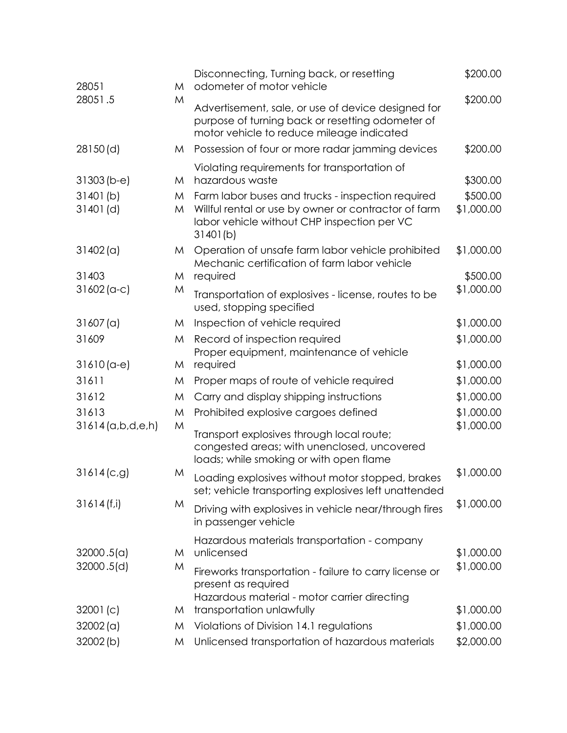| | | | |
|---|---|---|---|
| 28051 | M | Disconnecting, Turning back, or resetting odometer of motor vehicle | $200.00 |
| 28051.5 | M | Advertisement, sale, or use of device designed for purpose of turning back or resetting odometer of motor vehicle to reduce mileage indicated | $200.00 |
| 28150 (d) | M | Possession of four or more radar jamming devices | $200.00 |
| 31303 (b-e) | M | Violating requirements for transportation of hazardous waste | $300.00 |
| 31401 (b) | M | Farm labor buses and trucks - inspection required | $500.00 |
| 31401 (d) | M | Willful rental or use by owner or contractor of farm labor vehicle without CHP inspection per VC 31401(b) | $1,000.00 |
| 31402 (a) | M | Operation of unsafe farm labor vehicle prohibited | $1,000.00 |
| 31403 | M | Mechanic certification of farm labor vehicle required | $500.00 |
| 31602 (a-c) | M | Transportation of explosives - license, routes to be used, stopping specified | $1,000.00 |
| 31607 (a) | M | Inspection of vehicle required | $1,000.00 |
| 31609 | M | Record of inspection required | $1,000.00 |
| 31610 (a-e) | M | Proper equipment, maintenance of vehicle required | $1,000.00 |
| 31611 | M | Proper maps of route of vehicle required | $1,000.00 |
| 31612 | M | Carry and display shipping instructions | $1,000.00 |
| 31613 | M | Prohibited explosive cargoes defined | $1,000.00 |
| 31614 (a,b,d,e,h) | M | Transport explosives through local route; congested areas; with unenclosed, uncovered loads; while smoking or with open flame | $1,000.00 |
| 31614 (c,g) | M | Loading explosives without motor stopped, brakes set; vehicle transporting explosives left unattended | $1,000.00 |
| 31614 (f,i) | M | Driving with explosives in vehicle near/through fires in passenger vehicle | $1,000.00 |
| 32000.5(a) | M | Hazardous materials transportation - company unlicensed | $1,000.00 |
| 32000.5(d) | M | Fireworks transportation - failure to carry license or present as required | $1,000.00 |
| 32001 (c) | M | Hazardous material - motor carrier directing transportation unlawfully | $1,000.00 |
| 32002 (a) | M | Violations of Division 14.1 regulations | $1,000.00 |
| 32002 (b) | M | Unlicensed transportation of hazardous materials | $2,000.00 |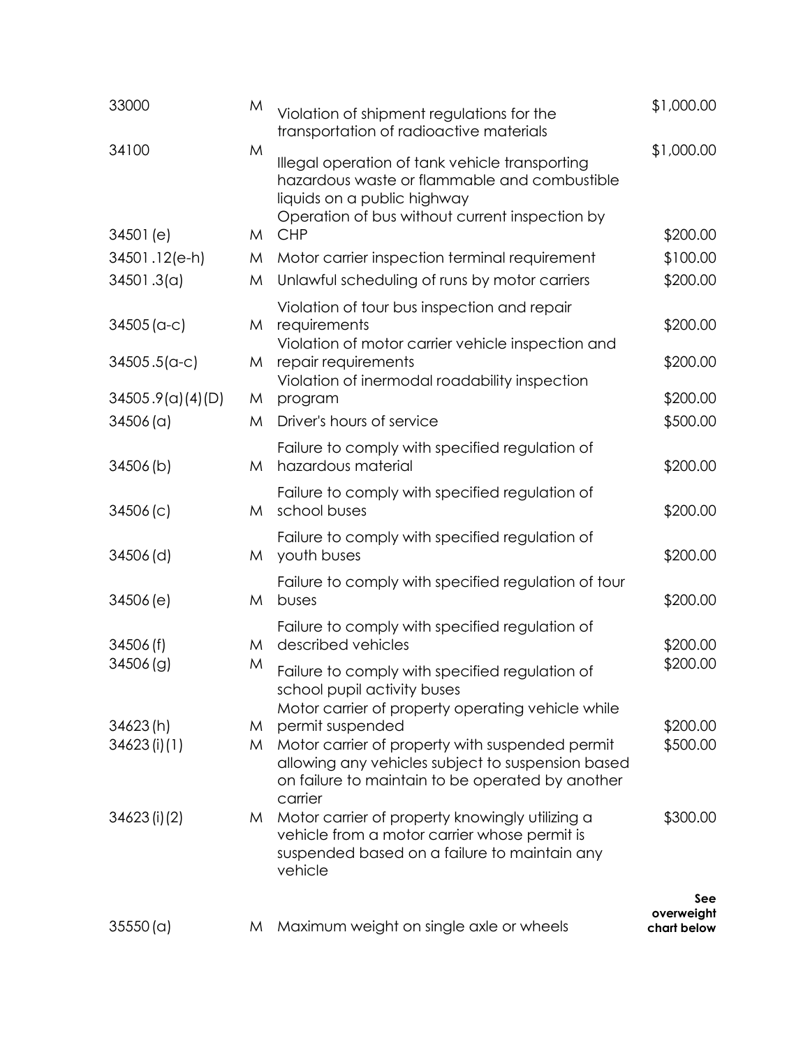| | | | |
|---|---|---|---|
| 33000 | M | Violation of shipment regulations for the transportation of radioactive materials | $1,000.00 |
| 34100 | M | Illegal operation of tank vehicle transporting hazardous waste or flammable and combustible liquids on a public highway | $1,000.00 |
| 34501 (e) | M | Operation of bus without current inspection by CHP | $200.00 |
| 34501.12(e-h) | M | Motor carrier inspection terminal requirement | $100.00 |
| 34501.3(a) | M | Unlawful scheduling of runs by motor carriers | $200.00 |
| 34505 (a-c) | M | Violation of tour bus inspection and repair requirements | $200.00 |
| 34505.5(a-c) | M | Violation of motor carrier vehicle inspection and repair requirements | $200.00 |
| 34505.9(a)(4)(D) | M | Violation of inermodal roadability inspection program | $200.00 |
| 34506 (a) | M | Driver's hours of service | $500.00 |
| 34506 (b) | M | Failure to comply with specified regulation of hazardous material | $200.00 |
| 34506 (c) | M | Failure to comply with specified regulation of school buses | $200.00 |
| 34506 (d) | M | Failure to comply with specified regulation of youth buses | $200.00 |
| 34506 (e) | M | Failure to comply with specified regulation of tour buses | $200.00 |
| 34506 (f) | M | Failure to comply with specified regulation of described vehicles | $200.00 |
| 34506 (g) | M | Failure to comply with specified regulation of school pupil activity buses | $200.00 |
| 34623 (h) | M | Motor carrier of property operating vehicle while permit suspended | $200.00 |
| 34623 (i)(1) | M | Motor carrier of property with suspended permit allowing any vehicles subject to suspension based on failure to maintain to be operated by another carrier | $500.00 |
| 34623 (i)(2) | M | Motor carrier of property knowingly utilizing a vehicle from a motor carrier whose permit is suspended based on a failure to maintain any vehicle | $300.00 |
| 35550 (a) | M | Maximum weight on single axle or wheels | **See overweight chart below** |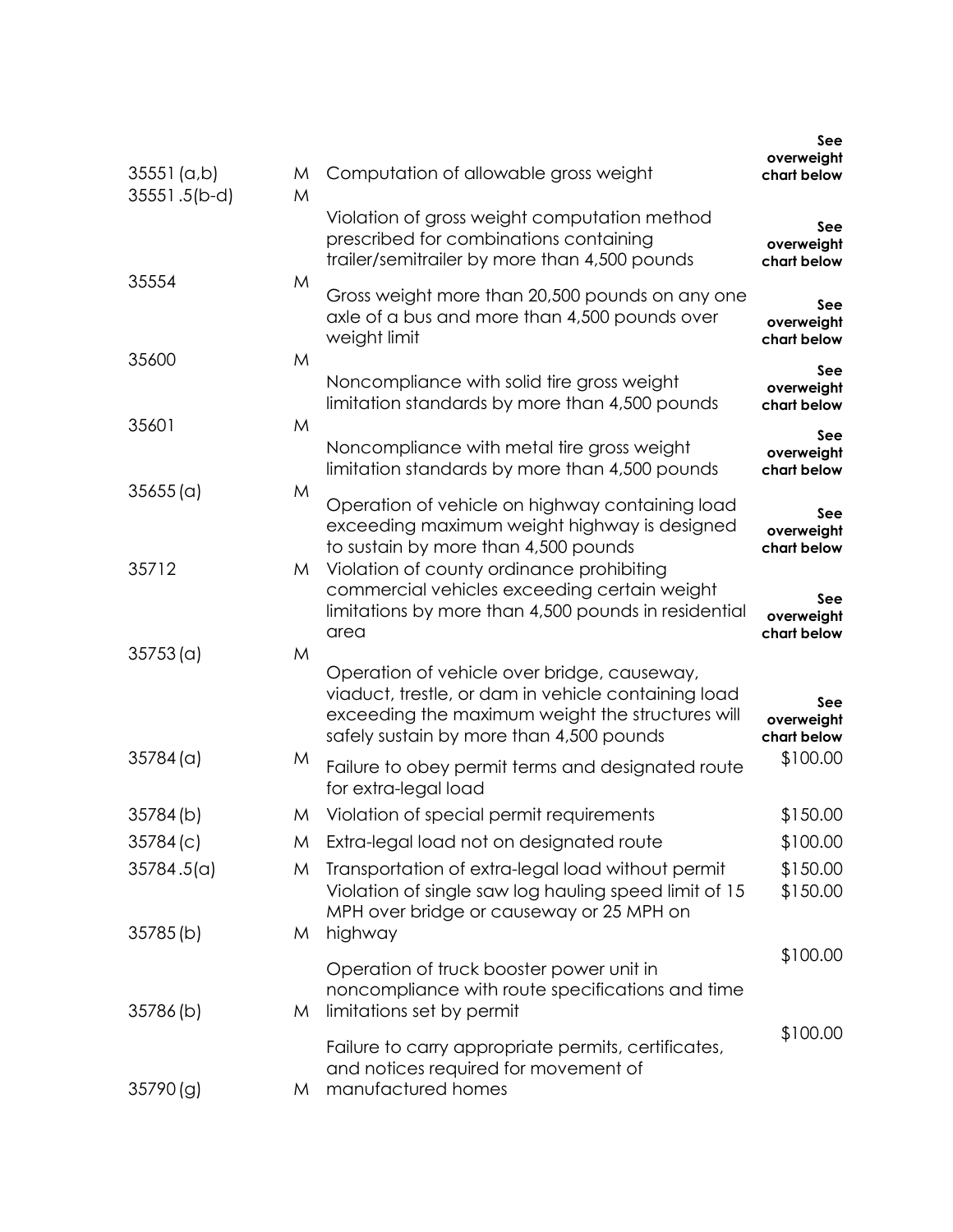| | | | |
|---|---|---|---|
| 35551 (a,b) | M | Computation of allowable gross weight | **See overweight chart below** |
| 35551.5(b-d) | M | Violation of gross weight computation method prescribed for combinations containing trailer/semitrailer by more than 4,500 pounds | **See overweight chart below** |
| 35554 | M | Gross weight more than 20,500 pounds on any one axle of a bus and more than 4,500 pounds over weight limit | **See overweight chart below** |
| 35600 | M | Noncompliance with solid tire gross weight limitation standards by more than 4,500 pounds | **See overweight chart below** |
| 35601 | M | Noncompliance with metal tire gross weight limitation standards by more than 4,500 pounds | **See overweight chart below** |
| 35655 (a) | M | Operation of vehicle on highway containing load exceeding maximum weight highway is designed to sustain by more than 4,500 pounds | **See overweight chart below** |
| 35712 | M | Violation of county ordinance prohibiting commercial vehicles exceeding certain weight limitations by more than 4,500 pounds in residential area | **See overweight chart below** |
| 35753 (a) | M | Operation of vehicle over bridge, causeway, viaduct, trestle, or dam in vehicle containing load exceeding the maximum weight the structures will safely sustain by more than 4,500 pounds | **See overweight chart below** |
| 35784 (a) | M | Failure to obey permit terms and designated route for extra-legal load | $100.00 |
| 35784 (b) | M | Violation of special permit requirements | $150.00 |
| 35784 (c) | M | Extra-legal load not on designated route | $100.00 |
| 35784.5(a) | M | Transportation of extra-legal load without permit | $150.00 |
| 35785 (b) | M | Violation of single saw log hauling speed limit of 15 MPH over bridge or causeway or 25 MPH on highway | $150.00 |
| 35786 (b) | M | Operation of truck booster power unit in noncompliance with route specifications and time limitations set by permit | $100.00 |
| 35790 (g) | M | Failure to carry appropriate permits, certificates, and notices required for movement of manufactured homes | $100.00 |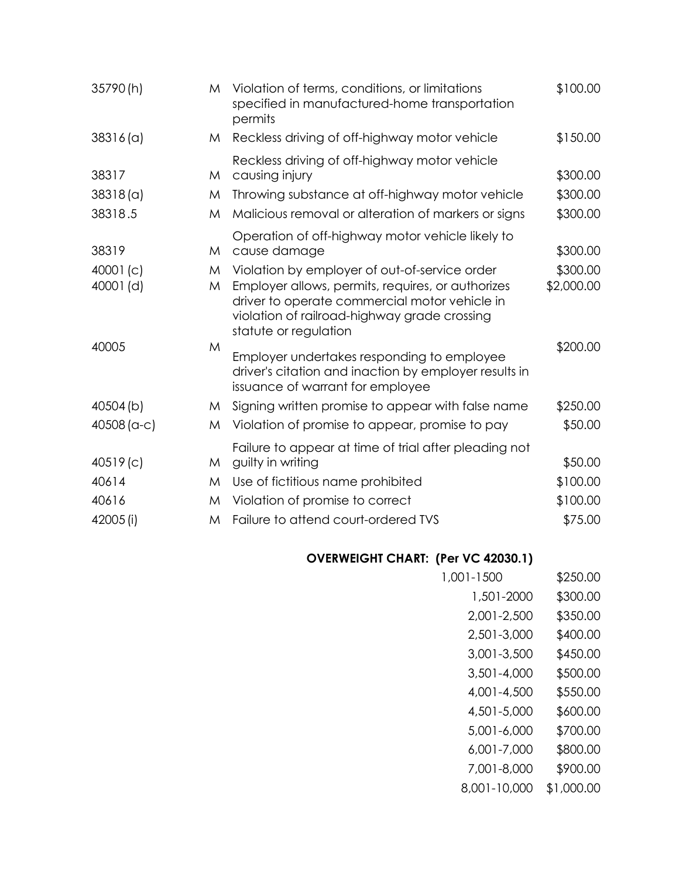| | | | |
|---|---|---|---|
| 35790 (h) | M | Violation of terms, conditions, or limitations specified in manufactured-home transportation permits | $100.00 |
| 38316 (a) | M | Reckless driving of off-highway motor vehicle | $150.00 |
| 38317 | M | Reckless driving of off-highway motor vehicle causing injury | $300.00 |
| 38318 (a) | M | Throwing substance at off-highway motor vehicle | $300.00 |
| 38318.5 | M | Malicious removal or alteration of markers or signs | $300.00 |
| 38319 | M | Operation of off-highway motor vehicle likely to cause damage | $300.00 |
| 40001 (c) | M | Violation by employer of out-of-service order | $300.00 |
| 40001 (d) | M | Employer allows, permits, requires, or authorizes driver to operate commercial motor vehicle in violation of railroad-highway grade crossing statute or regulation | $2,000.00 |
| 40005 | M | Employer undertakes responding to employee driver's citation and inaction by employer results in issuance of warrant for employee | $200.00 |
| 40504 (b) | M | Signing written promise to appear with false name | $250.00 |
| 40508 (a-c) | M | Violation of promise to appear, promise to pay | $50.00 |
| 40519 (c) | M | Failure to appear at time of trial after pleading not guilty in writing | $50.00 |
| 40614 | M | Use of fictitious name prohibited | $100.00 |
| 40616 | M | Violation of promise to correct | $100.00 |
| 42005 (i) | M | Failure to attend court-ordered TVS | $75.00 |

**OVERWEIGHT CHART: (Per VC 42030.1)**

| | |
|---|---|
| 1,001-1500 | $250.00 |
| 1,501-2000 | $300.00 |
| 2,001-2,500 | $350.00 |
| 2,501-3,000 | $400.00 |
| 3,001-3,500 | $450.00 |
| 3,501-4,000 | $500.00 |
| 4,001-4,500 | $550.00 |
| 4,501-5,000 | $600.00 |
| 5,001-6,000 | $700.00 |
| 6,001-7,000 | $800.00 |
| 7,001-8,000 | $900.00 |
| 8,001-10,000 | $1,000.00 |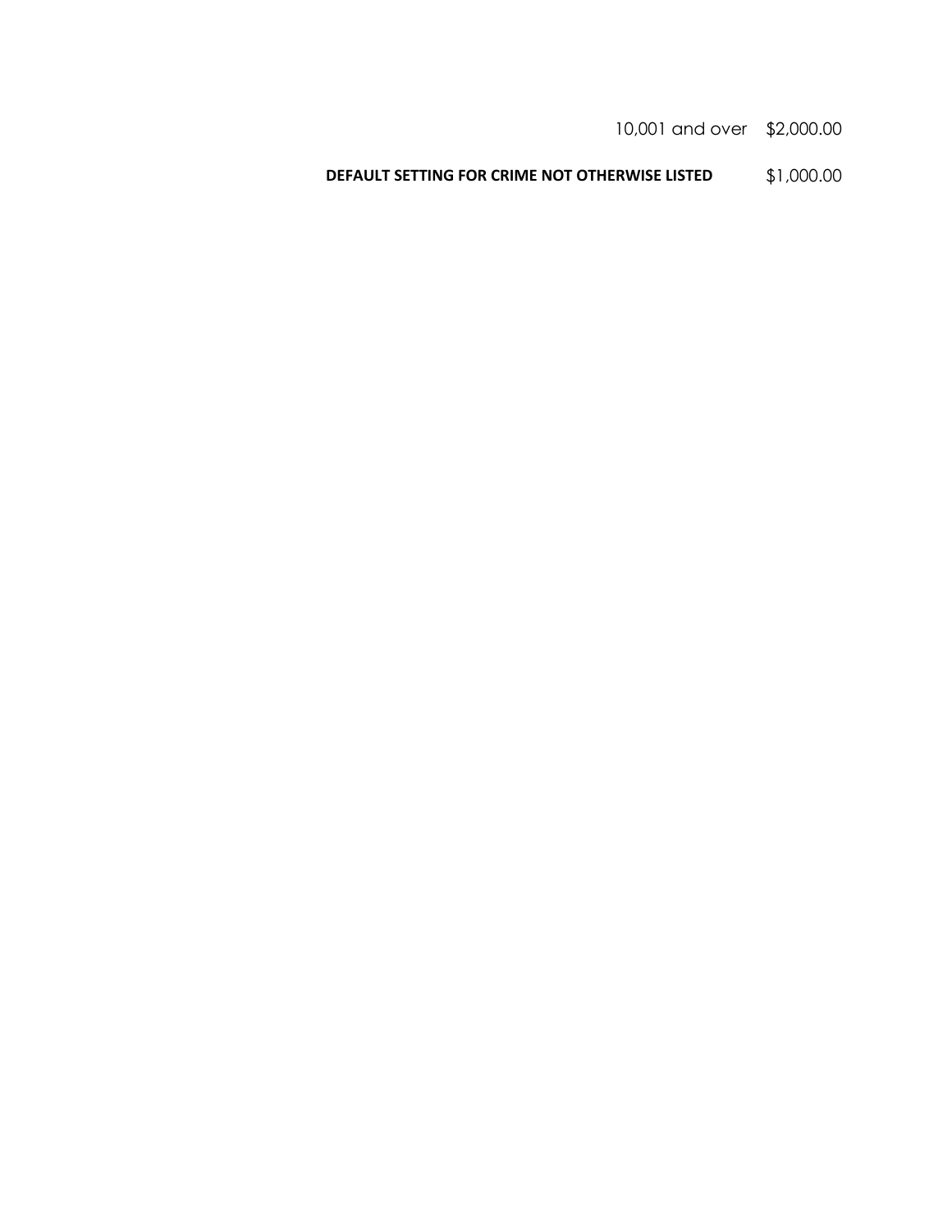| | |
|---|---|
| 10,001 and over | $2,000.00 |
| **DEFAULT SETTING FOR CRIME NOT OTHERWISE LISTED** | $1,000.00 |